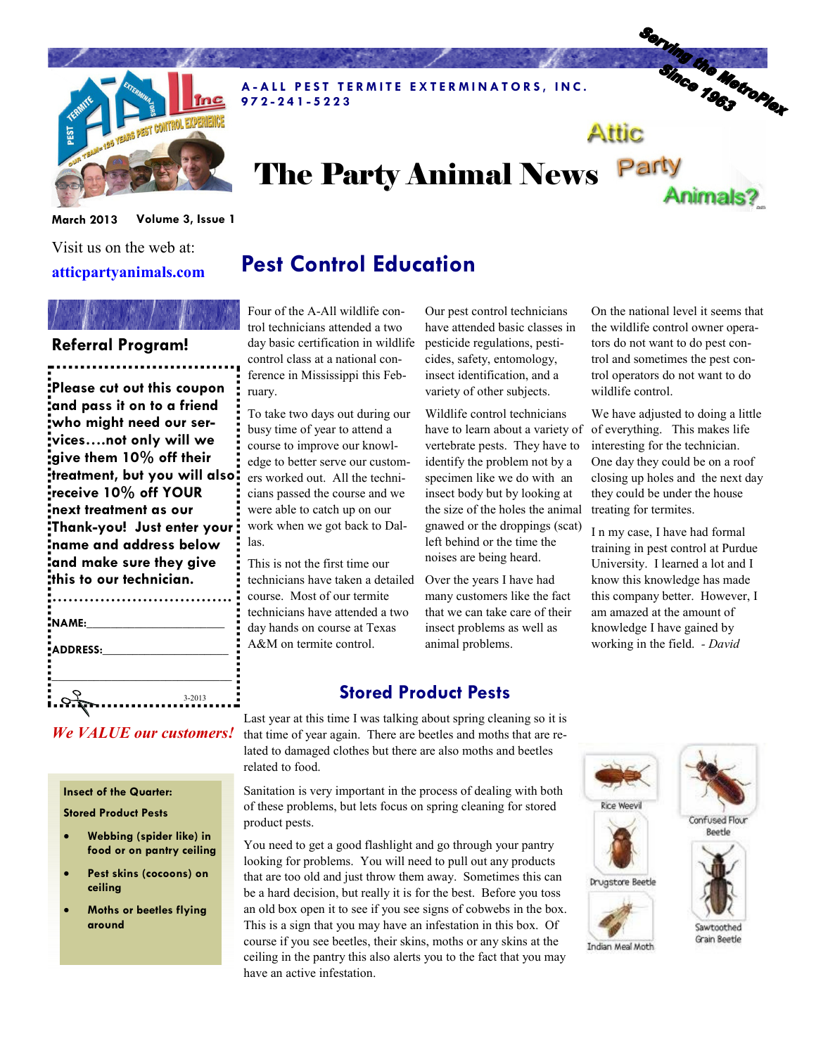A-ALL PEST TERMITE EXTERMINATORS, INC.
972-241-5223

Serving the MetroPlex Since 1963

# The Party Animal News

March 2013 Volume 3, Issue 1

Visit us on the web at:
**atticpartyanimals.com**

## Pest Control Education

Four of the A-All wildlife control technicians attended a two day basic certification in wildlife control class at a national conference in Mississippi this February.

To take two days out during our busy time of year to attend a course to improve our knowledge to better serve our customers worked out. All the technicians passed the course and we were able to catch up on our work when we got back to Dallas.

This is not the first time our technicians have taken a detailed course. Most of our termite technicians have attended a two day hands on course at Texas A&M on termite control.

Our pest control technicians have attended basic classes in pesticide regulations, pesticides, safety, entomology, insect identification, and a variety of other subjects.

Wildlife control technicians have to learn about a variety of vertebrate pests. They have to identify the problem not by a specimen like we do with an insect body but by looking at the size of the holes the animal gnawed or the droppings (scat) left behind or the time the noises are being heard.

Over the years I have had many customers like the fact that we can take care of their insect problems as well as animal problems.

On the national level it seems that the wildlife control owner operators do not want to do pest control and sometimes the pest control operators do not want to do wildlife control.

We have adjusted to doing a little of everything. This makes life interesting for the technician. One day they could be on a roof closing up holes and the next day they could be under the house treating for termites.

I n my case, I have had formal training in pest control at Purdue University. I learned a lot and I know this knowledge has made this company better. However, I am amazed at the amount of knowledge I have gained by working in the field. - *David*

## Referral Program!

**Please cut out this coupon and pass it on to a friend who might need our services….not only will we give them 10% off their treatment, but you will also receive 10% off YOUR next treatment as our Thank-you! Just enter your name and address below and make sure they give this to our technician.**

NAME:______________________

ADDRESS:___________________

___________________________

3-2013

***We VALUE our customers!***

**Insect of the Quarter:**

**Stored Product Pests**

- **Webbing (spider like) in food or on pantry ceiling**
- **Pest skins (cocoons) on ceiling**
- **Moths or beetles flying around**

## Stored Product Pests

Last year at this time I was talking about spring cleaning so it is that time of year again. There are beetles and moths that are related to damaged clothes but there are also moths and beetles related to food.

Sanitation is very important in the process of dealing with both of these problems, but lets focus on spring cleaning for stored product pests.

You need to get a good flashlight and go through your pantry looking for problems. You will need to pull out any products that are too old and just throw them away. Sometimes this can be a hard decision, but really it is for the best. Before you toss an old box open it to see if you see signs of cobwebs in the box. This is a sign that you may have an infestation in this box. Of course if you see beetles, their skins, moths or any skins at the ceiling in the pantry this also alerts you to the fact that you may have an active infestation.

Rice Weevil

Confused Flour Beetle

Drugstore Beetle

Sawtoothed Grain Beetle

Indian Meal Moth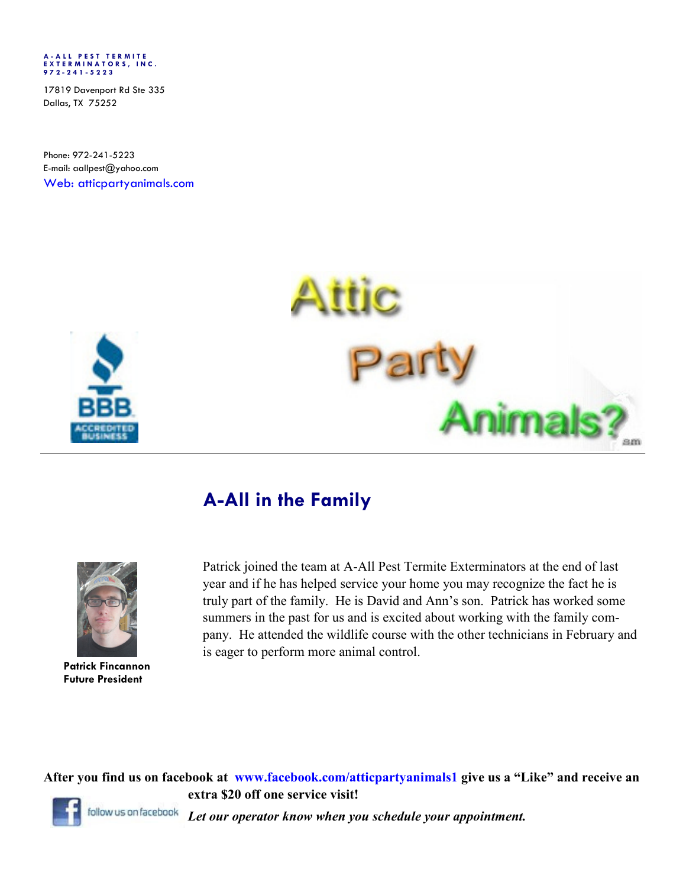A-ALL PEST TERMITE EXTERMINATORS, INC.
972-241-5223

17819 Davenport Rd Ste 335
Dallas, TX 75252

Phone: 972-241-5223
E-mail: aallpest@yahoo.com
Web: atticpartyanimals.com

Attic Party Animals?sm

## A-All in the Family

**Patrick Fincannon**
**Future President**

Patrick joined the team at A-All Pest Termite Exterminators at the end of last year and if he has helped service your home you may recognize the fact he is truly part of the family. He is David and Ann's son. Patrick has worked some summers in the past for us and is excited about working with the family company. He attended the wildlife course with the other technicians in February and is eager to perform more animal control.

**After you find us on facebook at www.facebook.com/atticpartyanimals1 give us a "Like" and receive an extra $20 off one service visit!**

follow us on facebook

***Let our operator know when you schedule your appointment.***